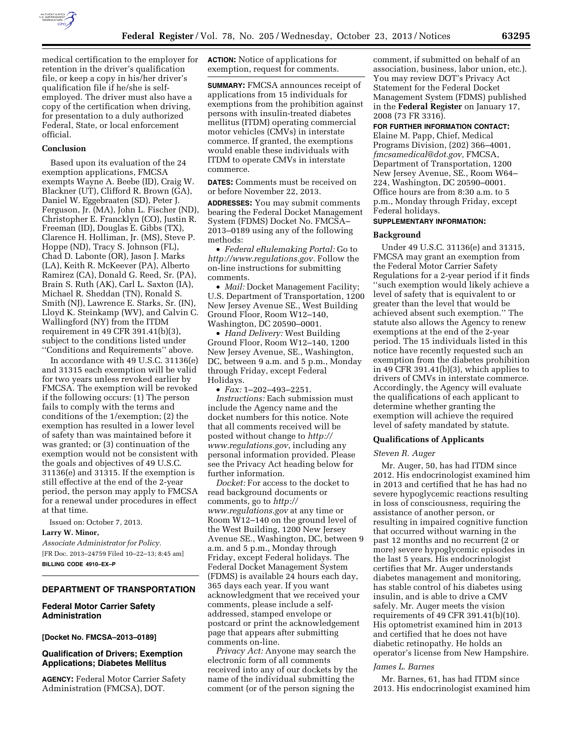medical certification to the employer for retention in the driver's qualification file, or keep a copy in his/her driver's qualification file if he/she is self-employed. The driver must also have a copy of the certification when driving, for presentation to a duly authorized Federal, State, or local enforcement official.

### Conclusion

Based upon its evaluation of the 24 exemption applications, FMCSA exempts Wayne A. Beebe (ID), Craig W. Blackner (UT), Clifford R. Brown (GA), Daniel W. Eggebraaten (SD), Peter J. Ferguson, Jr. (MA), John L. Fischer (ND), Christopher E. Francklyn (CO), Justin R. Freeman (ID), Douglas E. Gibbs (TX), Clarence H. Holliman, Jr. (MS), Steve P. Hoppe (ND), Tracy S. Johnson (FL), Chad D. Labonte (OR), Jason J. Marks (LA), Keith R. McKeever (PA), Alberto Ramirez (CA), Donald G. Reed, Sr. (PA), Brain S. Ruth (AK), Carl L. Saxton (IA), Michael R. Sheddan (TN), Ronald S. Smith (NJ), Lawrence E. Starks, Sr. (IN), Lloyd K. Steinkamp (WV), and Calvin C. Wallingford (NY) from the ITDM requirement in 49 CFR 391.41(b)(3), subject to the conditions listed under ''Conditions and Requirements'' above.

In accordance with 49 U.S.C. 31136(e) and 31315 each exemption will be valid for two years unless revoked earlier by FMCSA. The exemption will be revoked if the following occurs: (1) The person fails to comply with the terms and conditions of the 1/exemption; (2) the exemption has resulted in a lower level of safety than was maintained before it was granted; or (3) continuation of the exemption would not be consistent with the goals and objectives of 49 U.S.C. 31136(e) and 31315. If the exemption is still effective at the end of the 2-year period, the person may apply to FMCSA for a renewal under procedures in effect at that time.

Issued on: October 7, 2013.

**Larry W. Minor,**

*Associate Administrator for Policy.*

[FR Doc. 2013–24759 Filed 10–22–13; 8:45 am]

**BILLING CODE 4910–EX–P**

## DEPARTMENT OF TRANSPORTATION

### Federal Motor Carrier Safety Administration

**[Docket No. FMCSA–2013–0189]**

### Qualification of Drivers; Exemption Applications; Diabetes Mellitus

**AGENCY:** Federal Motor Carrier Safety Administration (FMCSA), DOT.

**ACTION:** Notice of applications for exemption, request for comments.

**SUMMARY:** FMCSA announces receipt of applications from 15 individuals for exemptions from the prohibition against persons with insulin-treated diabetes mellitus (ITDM) operating commercial motor vehicles (CMVs) in interstate commerce. If granted, the exemptions would enable these individuals with ITDM to operate CMVs in interstate commerce.

**DATES:** Comments must be received on or before November 22, 2013.

**ADDRESSES:** You may submit comments bearing the Federal Docket Management System (FDMS) Docket No. FMCSA–2013–0189 using any of the following methods:

- *Federal eRulemaking Portal:* Go to *http://www.regulations.gov.* Follow the on-line instructions for submitting comments.
- *Mail:* Docket Management Facility; U.S. Department of Transportation, 1200 New Jersey Avenue SE., West Building Ground Floor, Room W12–140, Washington, DC 20590–0001.
- *Hand Delivery:* West Building Ground Floor, Room W12–140, 1200 New Jersey Avenue, SE., Washington, DC, between 9 a.m. and 5 p.m., Monday through Friday, except Federal Holidays.
- *Fax:* 1–202–493–2251.

*Instructions:* Each submission must include the Agency name and the docket numbers for this notice. Note that all comments received will be posted without change to *http://www.regulations.gov*, including any personal information provided. Please see the Privacy Act heading below for further information.

*Docket:* For access to the docket to read background documents or comments, go to *http://www.regulations.gov* at any time or Room W12–140 on the ground level of the West Building, 1200 New Jersey Avenue SE., Washington, DC, between 9 a.m. and 5 p.m., Monday through Friday, except Federal holidays. The Federal Docket Management System (FDMS) is available 24 hours each day, 365 days each year. If you want acknowledgment that we received your comments, please include a self-addressed, stamped envelope or postcard or print the acknowledgement page that appears after submitting comments on-line.

*Privacy Act:* Anyone may search the electronic form of all comments received into any of our dockets by the name of the individual submitting the comment (or of the person signing the comment, if submitted on behalf of an association, business, labor union, etc.). You may review DOT's Privacy Act Statement for the Federal Docket Management System (FDMS) published in the **Federal Register** on January 17, 2008 (73 FR 3316).

**FOR FURTHER INFORMATION CONTACT:** Elaine M. Papp, Chief, Medical Programs Division, (202) 366–4001, *fmcsamedical@dot.gov,* FMCSA, Department of Transportation, 1200 New Jersey Avenue, SE., Room W64–224, Washington, DC 20590–0001. Office hours are from 8:30 a.m. to 5 p.m., Monday through Friday, except Federal holidays.

**SUPPLEMENTARY INFORMATION:**

### Background

Under 49 U.S.C. 31136(e) and 31315, FMCSA may grant an exemption from the Federal Motor Carrier Safety Regulations for a 2-year period if it finds ''such exemption would likely achieve a level of safety that is equivalent to or greater than the level that would be achieved absent such exemption.'' The statute also allows the Agency to renew exemptions at the end of the 2-year period. The 15 individuals listed in this notice have recently requested such an exemption from the diabetes prohibition in 49 CFR 391.41(b)(3), which applies to drivers of CMVs in interstate commerce. Accordingly, the Agency will evaluate the qualifications of each applicant to determine whether granting the exemption will achieve the required level of safety mandated by statute.

### Qualifications of Applicants

*Steven R. Auger*

Mr. Auger, 50, has had ITDM since 2012. His endocrinologist examined him in 2013 and certified that he has had no severe hypoglycemic reactions resulting in loss of consciousness, requiring the assistance of another person, or resulting in impaired cognitive function that occurred without warning in the past 12 months and no recurrent (2 or more) severe hypoglycemic episodes in the last 5 years. His endocrinologist certifies that Mr. Auger understands diabetes management and monitoring, has stable control of his diabetes using insulin, and is able to drive a CMV safely. Mr. Auger meets the vision requirements of 49 CFR 391.41(b)(10). His optometrist examined him in 2013 and certified that he does not have diabetic retinopathy. He holds an operator's license from New Hampshire.

*James L. Barnes*

Mr. Barnes, 61, has had ITDM since 2013. His endocrinologist examined him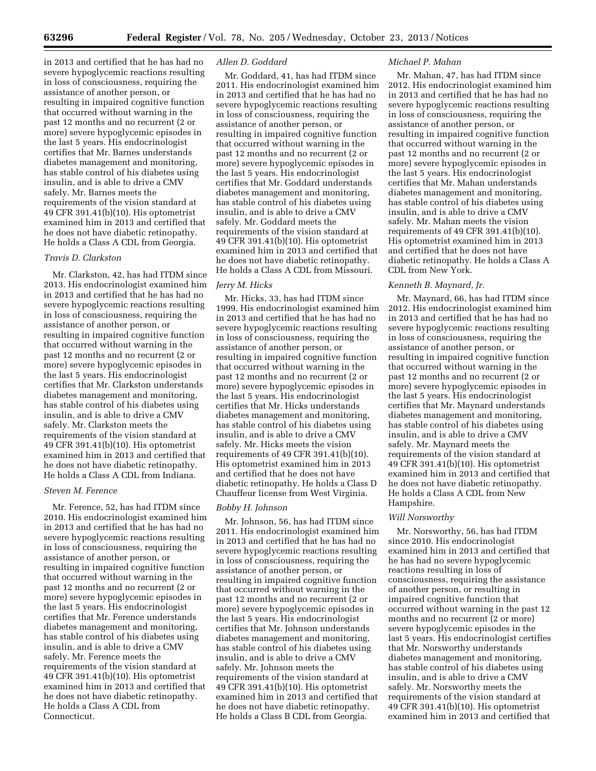in 2013 and certified that he has had no severe hypoglycemic reactions resulting in loss of consciousness, requiring the assistance of another person, or resulting in impaired cognitive function that occurred without warning in the past 12 months and no recurrent (2 or more) severe hypoglycemic episodes in the last 5 years. His endocrinologist certifies that Mr. Barnes understands diabetes management and monitoring, has stable control of his diabetes using insulin, and is able to drive a CMV safely. Mr. Barnes meets the requirements of the vision standard at 49 CFR 391.41(b)(10). His optometrist examined him in 2013 and certified that he does not have diabetic retinopathy. He holds a Class A CDL from Georgia.

*Travis D. Clarkston*

Mr. Clarkston, 42, has had ITDM since 2013. His endocrinologist examined him in 2013 and certified that he has had no severe hypoglycemic reactions resulting in loss of consciousness, requiring the assistance of another person, or resulting in impaired cognitive function that occurred without warning in the past 12 months and no recurrent (2 or more) severe hypoglycemic episodes in the last 5 years. His endocrinologist certifies that Mr. Clarkston understands diabetes management and monitoring, has stable control of his diabetes using insulin, and is able to drive a CMV safely. Mr. Clarkston meets the requirements of the vision standard at 49 CFR 391.41(b)(10). His optometrist examined him in 2013 and certified that he does not have diabetic retinopathy. He holds a Class A CDL from Indiana.

*Steven M. Ference*

Mr. Ference, 52, has had ITDM since 2010. His endocrinologist examined him in 2013 and certified that he has had no severe hypoglycemic reactions resulting in loss of consciousness, requiring the assistance of another person, or resulting in impaired cognitive function that occurred without warning in the past 12 months and no recurrent (2 or more) severe hypoglycemic episodes in the last 5 years. His endocrinologist certifies that Mr. Ference understands diabetes management and monitoring, has stable control of his diabetes using insulin, and is able to drive a CMV safely. Mr. Ference meets the requirements of the vision standard at 49 CFR 391.41(b)(10). His optometrist examined him in 2013 and certified that he does not have diabetic retinopathy. He holds a Class A CDL from Connecticut.

*Allen D. Goddard*

Mr. Goddard, 41, has had ITDM since 2011. His endocrinologist examined him in 2013 and certified that he has had no severe hypoglycemic reactions resulting in loss of consciousness, requiring the assistance of another person, or resulting in impaired cognitive function that occurred without warning in the past 12 months and no recurrent (2 or more) severe hypoglycemic episodes in the last 5 years. His endocrinologist certifies that Mr. Goddard understands diabetes management and monitoring, has stable control of his diabetes using insulin, and is able to drive a CMV safely. Mr. Goddard meets the requirements of the vision standard at 49 CFR 391.41(b)(10). His optometrist examined him in 2013 and certified that he does not have diabetic retinopathy. He holds a Class A CDL from Missouri.

*Jerry M. Hicks*

Mr. Hicks, 33, has had ITDM since 1999. His endocrinologist examined him in 2013 and certified that he has had no severe hypoglycemic reactions resulting in loss of consciousness, requiring the assistance of another person, or resulting in impaired cognitive function that occurred without warning in the past 12 months and no recurrent (2 or more) severe hypoglycemic episodes in the last 5 years. His endocrinologist certifies that Mr. Hicks understands diabetes management and monitoring, has stable control of his diabetes using insulin, and is able to drive a CMV safely. Mr. Hicks meets the vision requirements of 49 CFR 391.41(b)(10). His optometrist examined him in 2013 and certified that he does not have diabetic retinopathy. He holds a Class D Chauffeur license from West Virginia.

*Bobby H. Johnson*

Mr. Johnson, 56, has had ITDM since 2011. His endocrinologist examined him in 2013 and certified that he has had no severe hypoglycemic reactions resulting in loss of consciousness, requiring the assistance of another person, or resulting in impaired cognitive function that occurred without warning in the past 12 months and no recurrent (2 or more) severe hypoglycemic episodes in the last 5 years. His endocrinologist certifies that Mr. Johnson understands diabetes management and monitoring, has stable control of his diabetes using insulin, and is able to drive a CMV safely. Mr. Johnson meets the requirements of the vision standard at 49 CFR 391.41(b)(10). His optometrist examined him in 2013 and certified that he does not have diabetic retinopathy. He holds a Class B CDL from Georgia.

*Michael P. Mahan*

Mr. Mahan, 47, has had ITDM since 2012. His endocrinologist examined him in 2013 and certified that he has had no severe hypoglycemic reactions resulting in loss of consciousness, requiring the assistance of another person, or resulting in impaired cognitive function that occurred without warning in the past 12 months and no recurrent (2 or more) severe hypoglycemic episodes in the last 5 years. His endocrinologist certifies that Mr. Mahan understands diabetes management and monitoring, has stable control of his diabetes using insulin, and is able to drive a CMV safely. Mr. Mahan meets the vision requirements of 49 CFR 391.41(b)(10). His optometrist examined him in 2013 and certified that he does not have diabetic retinopathy. He holds a Class A CDL from New York.

*Kenneth B. Maynard, Jr.*

Mr. Maynard, 66, has had ITDM since 2012. His endocrinologist examined him in 2013 and certified that he has had no severe hypoglycemic reactions resulting in loss of consciousness, requiring the assistance of another person, or resulting in impaired cognitive function that occurred without warning in the past 12 months and no recurrent (2 or more) severe hypoglycemic episodes in the last 5 years. His endocrinologist certifies that Mr. Maynard understands diabetes management and monitoring, has stable control of his diabetes using insulin, and is able to drive a CMV safely. Mr. Maynard meets the requirements of the vision standard at 49 CFR 391.41(b)(10). His optometrist examined him in 2013 and certified that he does not have diabetic retinopathy. He holds a Class A CDL from New Hampshire.

*Will Norsworthy*

Mr. Norsworthy, 56, has had ITDM since 2010. His endocrinologist examined him in 2013 and certified that he has had no severe hypoglycemic reactions resulting in loss of consciousness, requiring the assistance of another person, or resulting in impaired cognitive function that occurred without warning in the past 12 months and no recurrent (2 or more) severe hypoglycemic episodes in the last 5 years. His endocrinologist certifies that Mr. Norsworthy understands diabetes management and monitoring, has stable control of his diabetes using insulin, and is able to drive a CMV safely. Mr. Norsworthy meets the requirements of the vision standard at 49 CFR 391.41(b)(10). His optometrist examined him in 2013 and certified that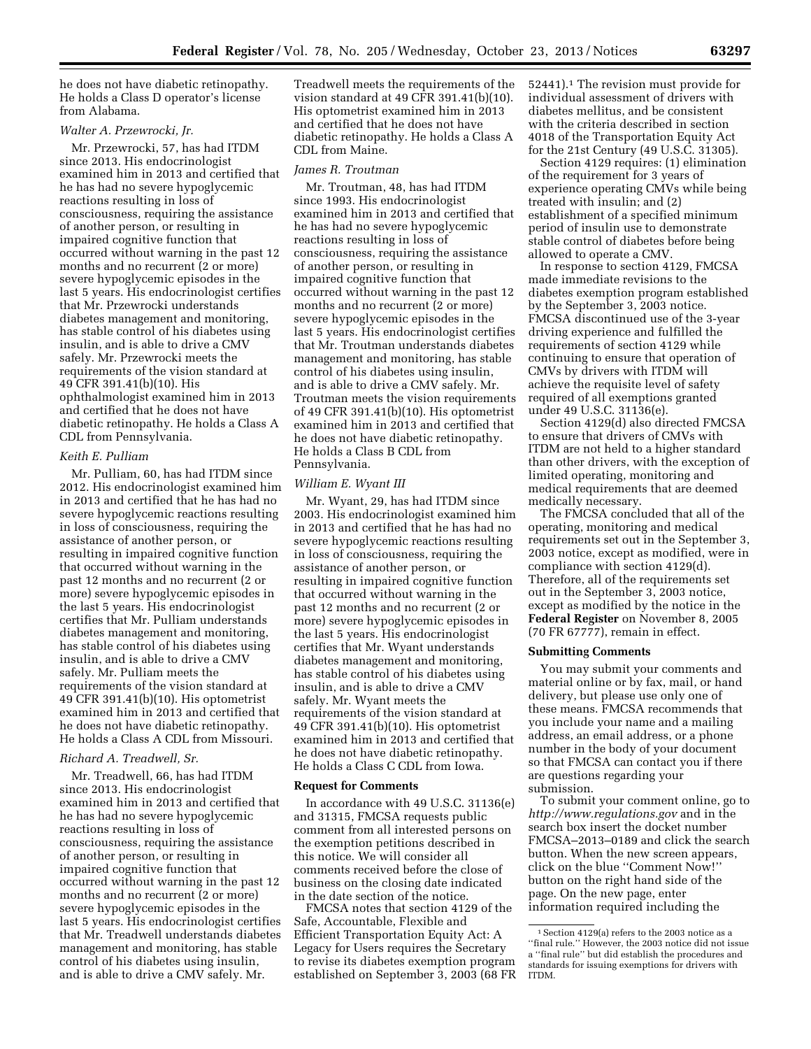he does not have diabetic retinopathy. He holds a Class D operator's license from Alabama.

*Walter A. Przewrocki, Jr.*

Mr. Przewrocki, 57, has had ITDM since 2013. His endocrinologist examined him in 2013 and certified that he has had no severe hypoglycemic reactions resulting in loss of consciousness, requiring the assistance of another person, or resulting in impaired cognitive function that occurred without warning in the past 12 months and no recurrent (2 or more) severe hypoglycemic episodes in the last 5 years. His endocrinologist certifies that Mr. Przewrocki understands diabetes management and monitoring, has stable control of his diabetes using insulin, and is able to drive a CMV safely. Mr. Przewrocki meets the requirements of the vision standard at 49 CFR 391.41(b)(10). His ophthalmologist examined him in 2013 and certified that he does not have diabetic retinopathy. He holds a Class A CDL from Pennsylvania.

*Keith E. Pulliam*

Mr. Pulliam, 60, has had ITDM since 2012. His endocrinologist examined him in 2013 and certified that he has had no severe hypoglycemic reactions resulting in loss of consciousness, requiring the assistance of another person, or resulting in impaired cognitive function that occurred without warning in the past 12 months and no recurrent (2 or more) severe hypoglycemic episodes in the last 5 years. His endocrinologist certifies that Mr. Pulliam understands diabetes management and monitoring, has stable control of his diabetes using insulin, and is able to drive a CMV safely. Mr. Pulliam meets the requirements of the vision standard at 49 CFR 391.41(b)(10). His optometrist examined him in 2013 and certified that he does not have diabetic retinopathy. He holds a Class A CDL from Missouri.

*Richard A. Treadwell, Sr.*

Mr. Treadwell, 66, has had ITDM since 2013. His endocrinologist examined him in 2013 and certified that he has had no severe hypoglycemic reactions resulting in loss of consciousness, requiring the assistance of another person, or resulting in impaired cognitive function that occurred without warning in the past 12 months and no recurrent (2 or more) severe hypoglycemic episodes in the last 5 years. His endocrinologist certifies that Mr. Treadwell understands diabetes management and monitoring, has stable control of his diabetes using insulin, and is able to drive a CMV safely. Mr. Treadwell meets the requirements of the vision standard at 49 CFR 391.41(b)(10). His optometrist examined him in 2013 and certified that he does not have diabetic retinopathy. He holds a Class A CDL from Maine.

*James R. Troutman*

Mr. Troutman, 48, has had ITDM since 1993. His endocrinologist examined him in 2013 and certified that he has had no severe hypoglycemic reactions resulting in loss of consciousness, requiring the assistance of another person, or resulting in impaired cognitive function that occurred without warning in the past 12 months and no recurrent (2 or more) severe hypoglycemic episodes in the last 5 years. His endocrinologist certifies that Mr. Troutman understands diabetes management and monitoring, has stable control of his diabetes using insulin, and is able to drive a CMV safely. Mr. Troutman meets the vision requirements of 49 CFR 391.41(b)(10). His optometrist examined him in 2013 and certified that he does not have diabetic retinopathy. He holds a Class B CDL from Pennsylvania.

*William E. Wyant III*

Mr. Wyant, 29, has had ITDM since 2003. His endocrinologist examined him in 2013 and certified that he has had no severe hypoglycemic reactions resulting in loss of consciousness, requiring the assistance of another person, or resulting in impaired cognitive function that occurred without warning in the past 12 months and no recurrent (2 or more) severe hypoglycemic episodes in the last 5 years. His endocrinologist certifies that Mr. Wyant understands diabetes management and monitoring, has stable control of his diabetes using insulin, and is able to drive a CMV safely. Mr. Wyant meets the requirements of the vision standard at 49 CFR 391.41(b)(10). His optometrist examined him in 2013 and certified that he does not have diabetic retinopathy. He holds a Class C CDL from Iowa.

**Request for Comments**

In accordance with 49 U.S.C. 31136(e) and 31315, FMCSA requests public comment from all interested persons on the exemption petitions described in this notice. We will consider all comments received before the close of business on the closing date indicated in the date section of the notice.

FMCSA notes that section 4129 of the Safe, Accountable, Flexible and Efficient Transportation Equity Act: A Legacy for Users requires the Secretary to revise its diabetes exemption program established on September 3, 2003 (68 FR 52441).[1] The revision must provide for individual assessment of drivers with diabetes mellitus, and be consistent with the criteria described in section 4018 of the Transportation Equity Act for the 21st Century (49 U.S.C. 31305).

Section 4129 requires: (1) elimination of the requirement for 3 years of experience operating CMVs while being treated with insulin; and (2) establishment of a specified minimum period of insulin use to demonstrate stable control of diabetes before being allowed to operate a CMV.

In response to section 4129, FMCSA made immediate revisions to the diabetes exemption program established by the September 3, 2003 notice. FMCSA discontinued use of the 3-year driving experience and fulfilled the requirements of section 4129 while continuing to ensure that operation of CMVs by drivers with ITDM will achieve the requisite level of safety required of all exemptions granted under 49 U.S.C. 31136(e).

Section 4129(d) also directed FMCSA to ensure that drivers of CMVs with ITDM are not held to a higher standard than other drivers, with the exception of limited operating, monitoring and medical requirements that are deemed medically necessary.

The FMCSA concluded that all of the operating, monitoring and medical requirements set out in the September 3, 2003 notice, except as modified, were in compliance with section 4129(d). Therefore, all of the requirements set out in the September 3, 2003 notice, except as modified by the notice in the **Federal Register** on November 8, 2005 (70 FR 67777), remain in effect.

**Submitting Comments**

You may submit your comments and material online or by fax, mail, or hand delivery, but please use only one of these means. FMCSA recommends that you include your name and a mailing address, an email address, or a phone number in the body of your document so that FMCSA can contact you if there are questions regarding your submission.

To submit your comment online, go to *http://www.regulations.gov* and in the search box insert the docket number FMCSA–2013–0189 and click the search button. When the new screen appears, click on the blue "Comment Now!" button on the right hand side of the page. On the new page, enter information required including the

[1] Section 4129(a) refers to the 2003 notice as a "final rule." However, the 2003 notice did not issue a "final rule" but did establish the procedures and standards for issuing exemptions for drivers with ITDM.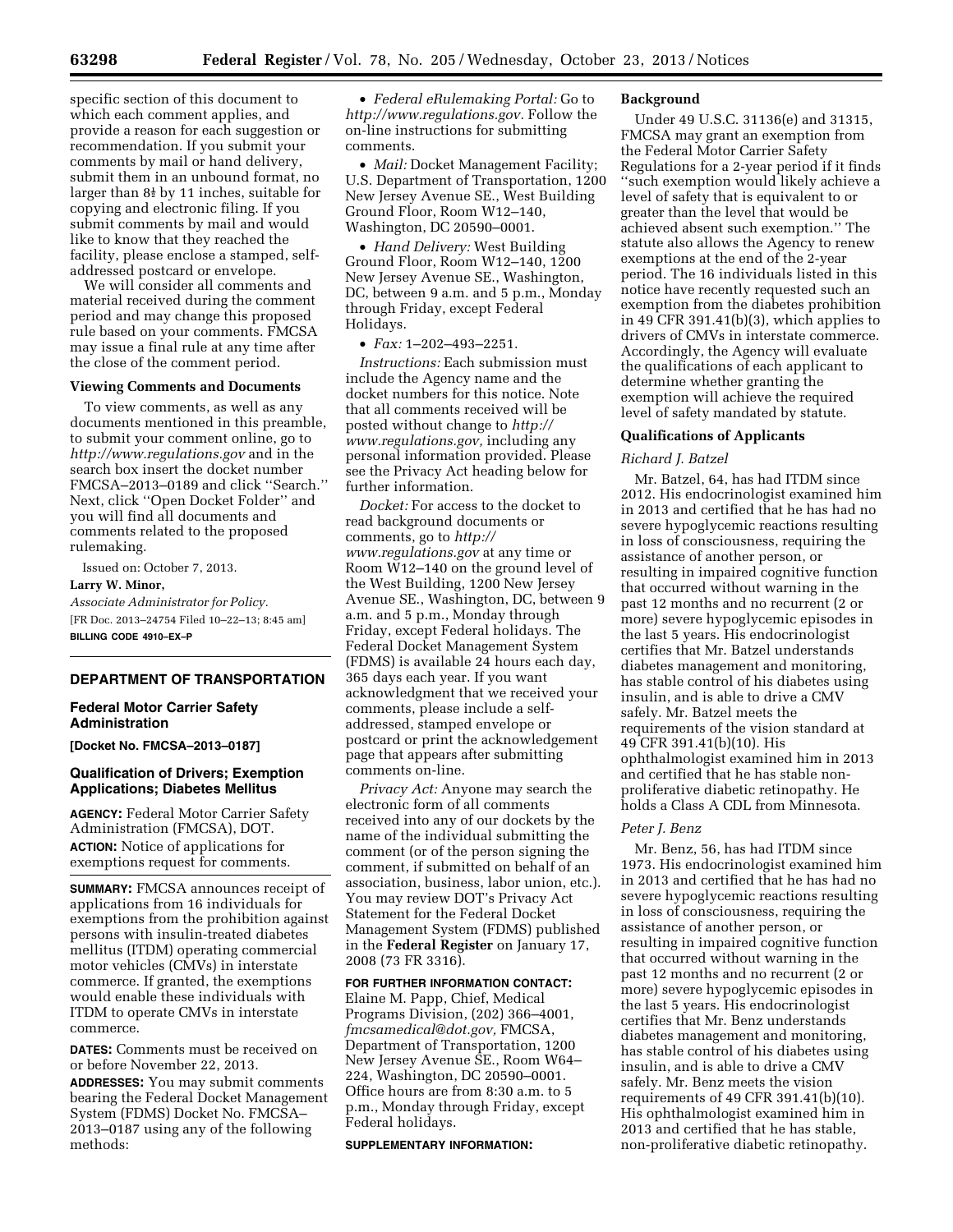specific section of this document to which each comment applies, and provide a reason for each suggestion or recommendation. If you submit your comments by mail or hand delivery, submit them in an unbound format, no larger than 8½ by 11 inches, suitable for copying and electronic filing. If you submit comments by mail and would like to know that they reached the facility, please enclose a stamped, self-addressed postcard or envelope.

We will consider all comments and material received during the comment period and may change this proposed rule based on your comments. FMCSA may issue a final rule at any time after the close of the comment period.

**Viewing Comments and Documents**

To view comments, as well as any documents mentioned in this preamble, to submit your comment online, go to *http://www.regulations.gov* and in the search box insert the docket number FMCSA–2013–0189 and click ''Search.'' Next, click ''Open Docket Folder'' and you will find all documents and comments related to the proposed rulemaking.

Issued on: October 7, 2013.

**Larry W. Minor,**

*Associate Administrator for Policy.*

[FR Doc. 2013–24754 Filed 10–22–13; 8:45 am]

**BILLING CODE 4910–EX–P**

---

## DEPARTMENT OF TRANSPORTATION

### Federal Motor Carrier Safety Administration

**[Docket No. FMCSA–2013–0187]**

### Qualification of Drivers; Exemption Applications; Diabetes Mellitus

**AGENCY:** Federal Motor Carrier Safety Administration (FMCSA), DOT.

**ACTION:** Notice of applications for exemptions request for comments.

**SUMMARY:** FMCSA announces receipt of applications from 16 individuals for exemptions from the prohibition against persons with insulin-treated diabetes mellitus (ITDM) operating commercial motor vehicles (CMVs) in interstate commerce. If granted, the exemptions would enable these individuals with ITDM to operate CMVs in interstate commerce.

**DATES:** Comments must be received on or before November 22, 2013.

**ADDRESSES:** You may submit comments bearing the Federal Docket Management System (FDMS) Docket No. FMCSA–2013–0187 using any of the following methods:

- *Federal eRulemaking Portal:* Go to *http://www.regulations.gov.* Follow the on-line instructions for submitting comments.
- *Mail:* Docket Management Facility; U.S. Department of Transportation, 1200 New Jersey Avenue SE., West Building Ground Floor, Room W12–140, Washington, DC 20590–0001.
- *Hand Delivery:* West Building Ground Floor, Room W12–140, 1200 New Jersey Avenue SE., Washington, DC, between 9 a.m. and 5 p.m., Monday through Friday, except Federal Holidays.
- *Fax:* 1–202–493–2251.

*Instructions:* Each submission must include the Agency name and the docket numbers for this notice. Note that all comments received will be posted without change to *http://www.regulations.gov,* including any personal information provided. Please see the Privacy Act heading below for further information.

*Docket:* For access to the docket to read background documents or comments, go to *http://www.regulations.gov* at any time or Room W12–140 on the ground level of the West Building, 1200 New Jersey Avenue SE., Washington, DC, between 9 a.m. and 5 p.m., Monday through Friday, except Federal holidays. The Federal Docket Management System (FDMS) is available 24 hours each day, 365 days each year. If you want acknowledgment that we received your comments, please include a self-addressed, stamped envelope or postcard or print the acknowledgement page that appears after submitting comments on-line.

*Privacy Act:* Anyone may search the electronic form of all comments received into any of our dockets by the name of the individual submitting the comment (or of the person signing the comment, if submitted on behalf of an association, business, labor union, etc.). You may review DOT's Privacy Act Statement for the Federal Docket Management System (FDMS) published in the **Federal Register** on January 17, 2008 (73 FR 3316).

**FOR FURTHER INFORMATION CONTACT:** Elaine M. Papp, Chief, Medical Programs Division, (202) 366–4001, *fmcsamedical@dot.gov,* FMCSA, Department of Transportation, 1200 New Jersey Avenue SE., Room W64–224, Washington, DC 20590–0001. Office hours are from 8:30 a.m. to 5 p.m., Monday through Friday, except Federal holidays.

**SUPPLEMENTARY INFORMATION:**

**Background**

Under 49 U.S.C. 31136(e) and 31315, FMCSA may grant an exemption from the Federal Motor Carrier Safety Regulations for a 2-year period if it finds ''such exemption would likely achieve a level of safety that is equivalent to or greater than the level that would be achieved absent such exemption.'' The statute also allows the Agency to renew exemptions at the end of the 2-year period. The 16 individuals listed in this notice have recently requested such an exemption from the diabetes prohibition in 49 CFR 391.41(b)(3), which applies to drivers of CMVs in interstate commerce. Accordingly, the Agency will evaluate the qualifications of each applicant to determine whether granting the exemption will achieve the required level of safety mandated by statute.

**Qualifications of Applicants**

*Richard J. Batzel*

Mr. Batzel, 64, has had ITDM since 2012. His endocrinologist examined him in 2013 and certified that he has had no severe hypoglycemic reactions resulting in loss of consciousness, requiring the assistance of another person, or resulting in impaired cognitive function that occurred without warning in the past 12 months and no recurrent (2 or more) severe hypoglycemic episodes in the last 5 years. His endocrinologist certifies that Mr. Batzel understands diabetes management and monitoring, has stable control of his diabetes using insulin, and is able to drive a CMV safely. Mr. Batzel meets the requirements of the vision standard at 49 CFR 391.41(b)(10). His ophthalmologist examined him in 2013 and certified that he has stable non-proliferative diabetic retinopathy. He holds a Class A CDL from Minnesota.

*Peter J. Benz*

Mr. Benz, 56, has had ITDM since 1973. His endocrinologist examined him in 2013 and certified that he has had no severe hypoglycemic reactions resulting in loss of consciousness, requiring the assistance of another person, or resulting in impaired cognitive function that occurred without warning in the past 12 months and no recurrent (2 or more) severe hypoglycemic episodes in the last 5 years. His endocrinologist certifies that Mr. Benz understands diabetes management and monitoring, has stable control of his diabetes using insulin, and is able to drive a CMV safely. Mr. Benz meets the vision requirements of 49 CFR 391.41(b)(10). His ophthalmologist examined him in 2013 and certified that he has stable, non-proliferative diabetic retinopathy.